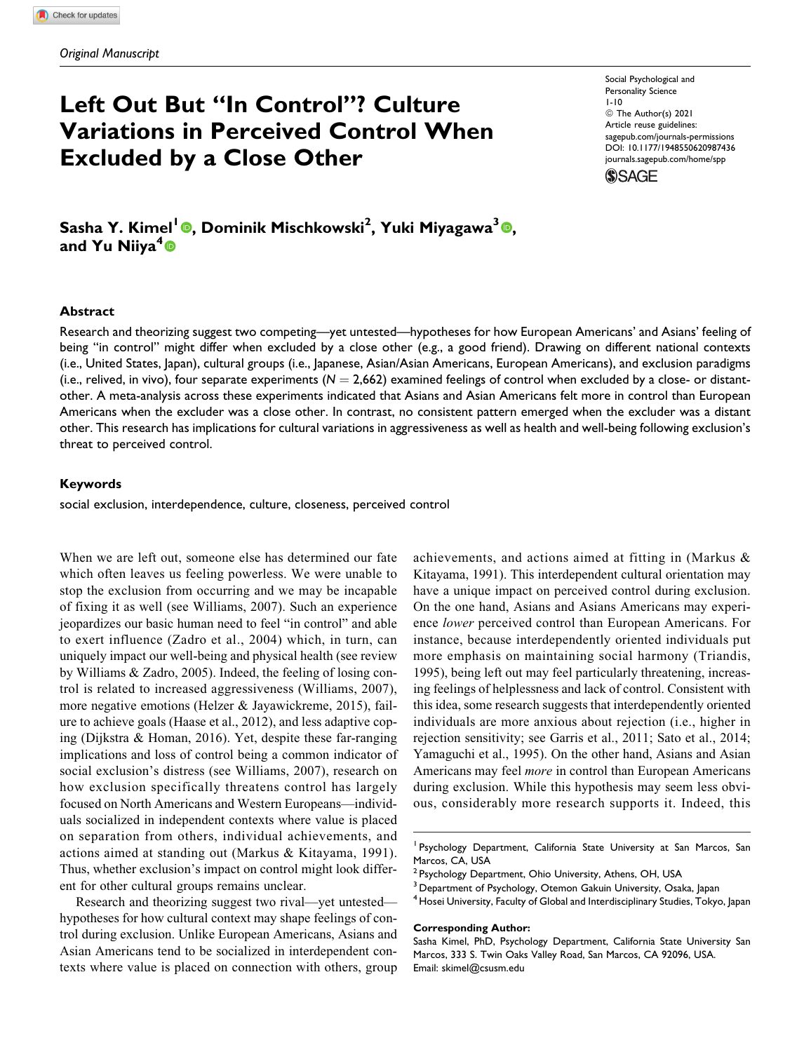*Original Manuscript*

# Left Out But "In Control"? Culture Variations in Perceived Control When Excluded by a Close Other

Social Psychological and Personality Science
1-10
© The Author(s) 2021
Article reuse guidelines:
sagepub.com/journals-permissions
DOI: 10.1177/1948550620987436
journals.sagepub.com/home/spp

**Sasha Y. Kimel[1], Dominik Mischkowski[2], Yuki Miyagawa[3], and Yu Niiya[4]**

## Abstract

Research and theorizing suggest two competing—yet untested—hypotheses for how European Americans' and Asians' feeling of being "in control" might differ when excluded by a close other (e.g., a good friend). Drawing on different national contexts (i.e., United States, Japan), cultural groups (i.e., Japanese, Asian/Asian Americans, European Americans), and exclusion paradigms (i.e., relived, in vivo), four separate experiments ($N = 2{,}662$) examined feelings of control when excluded by a close- or distant-other. A meta-analysis across these experiments indicated that Asians and Asian Americans felt more in control than European Americans when the excluder was a close other. In contrast, no consistent pattern emerged when the excluder was a distant other. This research has implications for cultural variations in aggressiveness as well as health and well-being following exclusion's threat to perceived control.

### Keywords

social exclusion, interdependence, culture, closeness, perceived control

When we are left out, someone else has determined our fate which often leaves us feeling powerless. We were unable to stop the exclusion from occurring and we may be incapable of fixing it as well (see Williams, 2007). Such an experience jeopardizes our basic human need to feel "in control" and able to exert influence (Zadro et al., 2004) which, in turn, can uniquely impact our well-being and physical health (see review by Williams & Zadro, 2005). Indeed, the feeling of losing control is related to increased aggressiveness (Williams, 2007), more negative emotions (Helzer & Jayawickreme, 2015), failure to achieve goals (Haase et al., 2012), and less adaptive coping (Dijkstra & Homan, 2016). Yet, despite these far-ranging implications and loss of control being a common indicator of social exclusion's distress (see Williams, 2007), research on how exclusion specifically threatens control has largely focused on North Americans and Western Europeans—individuals socialized in independent contexts where value is placed on separation from others, individual achievements, and actions aimed at standing out (Markus & Kitayama, 1991). Thus, whether exclusion's impact on control might look different for other cultural groups remains unclear.

Research and theorizing suggest two rival—yet untested—hypotheses for how cultural context may shape feelings of control during exclusion. Unlike European Americans, Asians and Asian Americans tend to be socialized in interdependent contexts where value is placed on connection with others, group achievements, and actions aimed at fitting in (Markus & Kitayama, 1991). This interdependent cultural orientation may have a unique impact on perceived control during exclusion. On the one hand, Asians and Asians Americans may experience *lower* perceived control than European Americans. For instance, because interdependently oriented individuals put more emphasis on maintaining social harmony (Triandis, 1995), being left out may feel particularly threatening, increasing feelings of helplessness and lack of control. Consistent with this idea, some research suggests that interdependently oriented individuals are more anxious about rejection (i.e., higher in rejection sensitivity; see Garris et al., 2011; Sato et al., 2014; Yamaguchi et al., 1995). On the other hand, Asians and Asian Americans may feel *more* in control than European Americans during exclusion. While this hypothesis may seem less obvious, considerably more research supports it. Indeed, this

[1] Psychology Department, California State University at San Marcos, San Marcos, CA, USA
[2] Psychology Department, Ohio University, Athens, OH, USA
[3] Department of Psychology, Otemon Gakuin University, Osaka, Japan
[4] Hosei University, Faculty of Global and Interdisciplinary Studies, Tokyo, Japan

**Corresponding Author:**
Sasha Kimel, PhD, Psychology Department, California State University San Marcos, 333 S. Twin Oaks Valley Road, San Marcos, CA 92096, USA.
Email: skimel@csusm.edu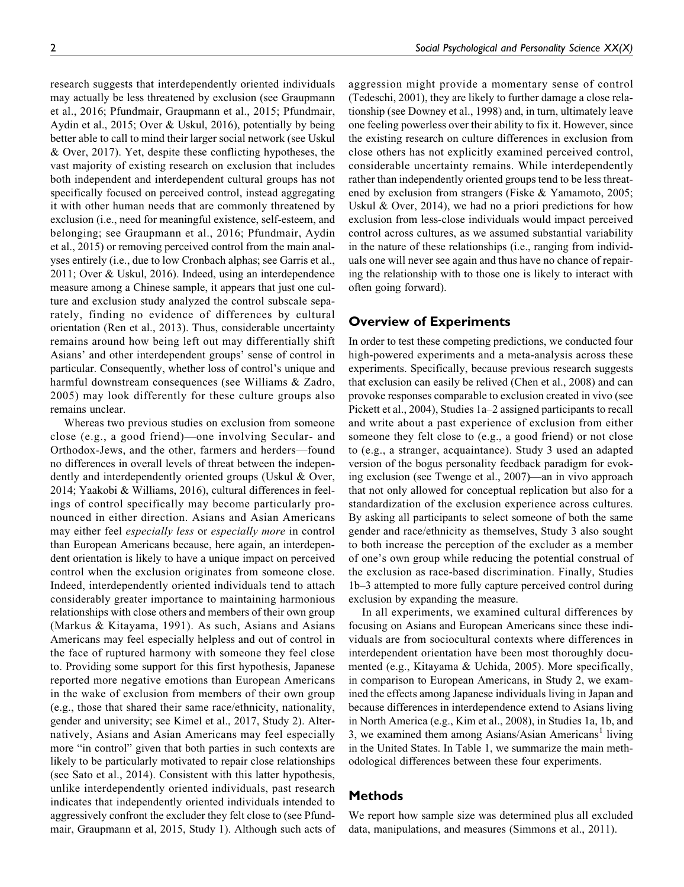research suggests that interdependently oriented individuals may actually be less threatened by exclusion (see Graupmann et al., 2016; Pfundmair, Graupmann et al., 2015; Pfundmair, Aydin et al., 2015; Over & Uskul, 2016), potentially by being better able to call to mind their larger social network (see Uskul & Over, 2017). Yet, despite these conflicting hypotheses, the vast majority of existing research on exclusion that includes both independent and interdependent cultural groups has not specifically focused on perceived control, instead aggregating it with other human needs that are commonly threatened by exclusion (i.e., need for meaningful existence, self-esteem, and belonging; see Graupmann et al., 2016; Pfundmair, Aydin et al., 2015) or removing perceived control from the main analyses entirely (i.e., due to low Cronbach alphas; see Garris et al., 2011; Over & Uskul, 2016). Indeed, using an interdependence measure among a Chinese sample, it appears that just one culture and exclusion study analyzed the control subscale separately, finding no evidence of differences by cultural orientation (Ren et al., 2013). Thus, considerable uncertainty remains around how being left out may differentially shift Asians' and other interdependent groups' sense of control in particular. Consequently, whether loss of control's unique and harmful downstream consequences (see Williams & Zadro, 2005) may look differently for these culture groups also remains unclear.

Whereas two previous studies on exclusion from someone close (e.g., a good friend)—one involving Secular- and Orthodox-Jews, and the other, farmers and herders—found no differences in overall levels of threat between the independently and interdependently oriented groups (Uskul & Over, 2014; Yaakobi & Williams, 2016), cultural differences in feelings of control specifically may become particularly pronounced in either direction. Asians and Asian Americans may either feel *especially less* or *especially more* in control than European Americans because, here again, an interdependent orientation is likely to have a unique impact on perceived control when the exclusion originates from someone close. Indeed, interdependently oriented individuals tend to attach considerably greater importance to maintaining harmonious relationships with close others and members of their own group (Markus & Kitayama, 1991). As such, Asians and Asians Americans may feel especially helpless and out of control in the face of ruptured harmony with someone they feel close to. Providing some support for this first hypothesis, Japanese reported more negative emotions than European Americans in the wake of exclusion from members of their own group (e.g., those that shared their same race/ethnicity, nationality, gender and university; see Kimel et al., 2017, Study 2). Alternatively, Asians and Asian Americans may feel especially more "in control" given that both parties in such contexts are likely to be particularly motivated to repair close relationships (see Sato et al., 2014). Consistent with this latter hypothesis, unlike interdependently oriented individuals, past research indicates that independently oriented individuals intended to aggressively confront the excluder they felt close to (see Pfundmair, Graupmann et al, 2015, Study 1). Although such acts of aggression might provide a momentary sense of control (Tedeschi, 2001), they are likely to further damage a close relationship (see Downey et al., 1998) and, in turn, ultimately leave one feeling powerless over their ability to fix it. However, since the existing research on culture differences in exclusion from close others has not explicitly examined perceived control, considerable uncertainty remains. While interdependently rather than independently oriented groups tend to be less threatened by exclusion from strangers (Fiske & Yamamoto, 2005; Uskul & Over, 2014), we had no a priori predictions for how exclusion from less-close individuals would impact perceived control across cultures, as we assumed substantial variability in the nature of these relationships (i.e., ranging from individuals one will never see again and thus have no chance of repairing the relationship with to those one is likely to interact with often going forward).

## Overview of Experiments

In order to test these competing predictions, we conducted four high-powered experiments and a meta-analysis across these experiments. Specifically, because previous research suggests that exclusion can easily be relived (Chen et al., 2008) and can provoke responses comparable to exclusion created in vivo (see Pickett et al., 2004), Studies 1a–2 assigned participants to recall and write about a past experience of exclusion from either someone they felt close to (e.g., a good friend) or not close to (e.g., a stranger, acquaintance). Study 3 used an adapted version of the bogus personality feedback paradigm for evoking exclusion (see Twenge et al., 2007)—an in vivo approach that not only allowed for conceptual replication but also for a standardization of the exclusion experience across cultures. By asking all participants to select someone of both the same gender and race/ethnicity as themselves, Study 3 also sought to both increase the perception of the excluder as a member of one's own group while reducing the potential construal of the exclusion as race-based discrimination. Finally, Studies 1b–3 attempted to more fully capture perceived control during exclusion by expanding the measure.

In all experiments, we examined cultural differences by focusing on Asians and European Americans since these individuals are from sociocultural contexts where differences in interdependent orientation have been most thoroughly documented (e.g., Kitayama & Uchida, 2005). More specifically, in comparison to European Americans, in Study 2, we examined the effects among Japanese individuals living in Japan and because differences in interdependence extend to Asians living in North America (e.g., Kim et al., 2008), in Studies 1a, 1b, and 3, we examined them among Asians/Asian Americans[1] living in the United States. In Table 1, we summarize the main methodological differences between these four experiments.

## Methods

We report how sample size was determined plus all excluded data, manipulations, and measures (Simmons et al., 2011).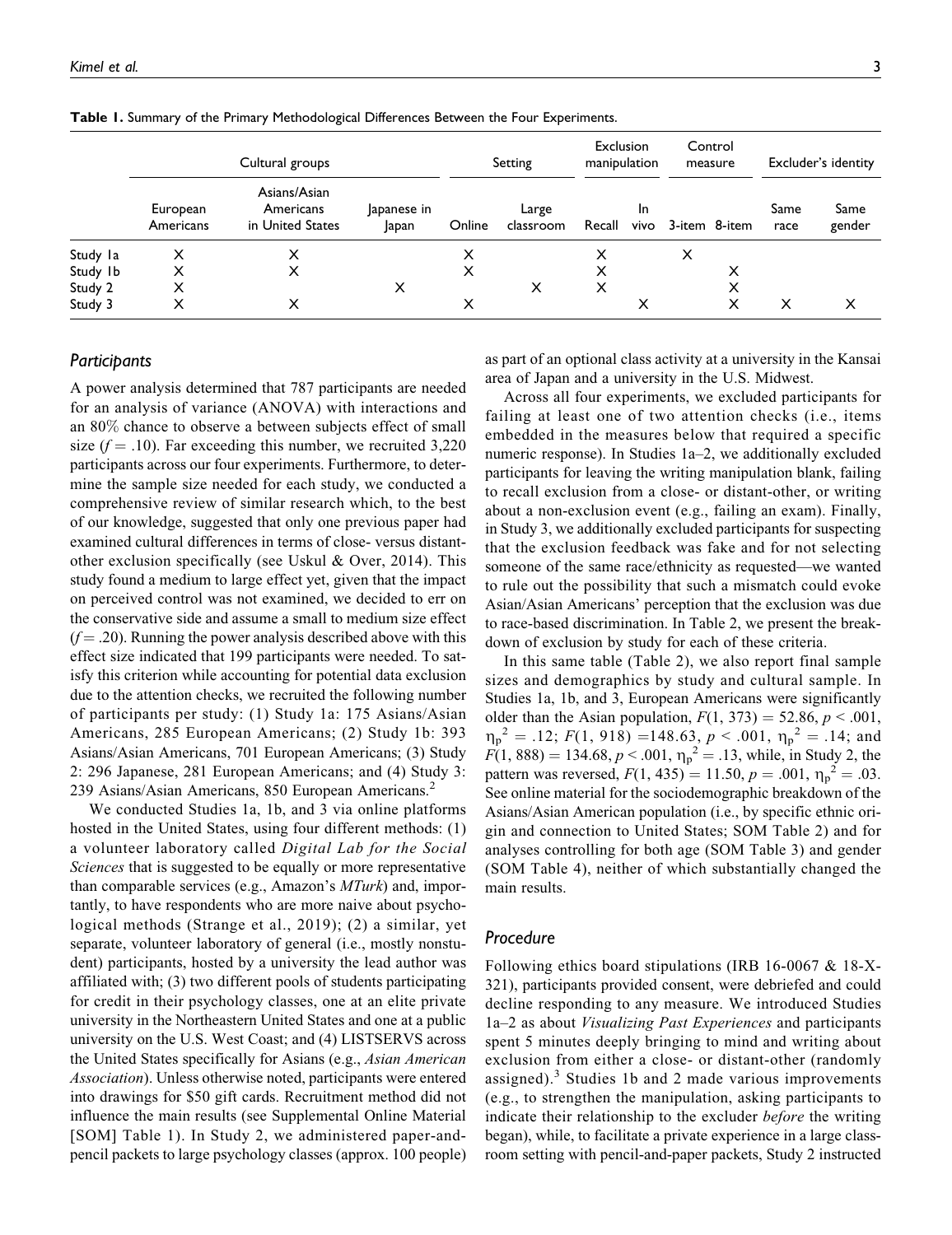**Table 1.** Summary of the Primary Methodological Differences Between the Four Experiments.

| | Cultural groups | | | Setting | | Exclusion manipulation | | Control measure | | Excluder's identity | |
|---|---|---|---|---|---|---|---|---|---|---|---|
| | European Americans | Asians/Asian Americans in United States | Japanese in Japan | Online | Large classroom | Recall | In vivo | 3-item | 8-item | Same race | Same gender |
| Study 1a | X | X | | X | | X | | X | | | |
| Study 1b | X | X | | X | | X | | | X | | |
| Study 2 | X | | X | | X | X | | | X | | |
| Study 3 | X | X | | X | | | X | | X | X | X |

### Participants

A power analysis determined that 787 participants are needed for an analysis of variance (ANOVA) with interactions and an 80% chance to observe a between subjects effect of small size ($f = .10$). Far exceeding this number, we recruited 3,220 participants across our four experiments. Furthermore, to determine the sample size needed for each study, we conducted a comprehensive review of similar research which, to the best of our knowledge, suggested that only one previous paper had examined cultural differences in terms of close- versus distant-other exclusion specifically (see Uskul & Over, 2014). This study found a medium to large effect yet, given that the impact on perceived control was not examined, we decided to err on the conservative side and assume a small to medium size effect ($f = .20$). Running the power analysis described above with this effect size indicated that 199 participants were needed. To satisfy this criterion while accounting for potential data exclusion due to the attention checks, we recruited the following number of participants per study: (1) Study 1a: 175 Asians/Asian Americans, 285 European Americans; (2) Study 1b: 393 Asians/Asian Americans, 701 European Americans; (3) Study 2: 296 Japanese, 281 European Americans; and (4) Study 3: 239 Asians/Asian Americans, 850 European Americans.[2]

We conducted Studies 1a, 1b, and 3 via online platforms hosted in the United States, using four different methods: (1) a volunteer laboratory called *Digital Lab for the Social Sciences* that is suggested to be equally or more representative than comparable services (e.g., Amazon's *MTurk*) and, importantly, to have respondents who are more naive about psychological methods (Strange et al., 2019); (2) a similar, yet separate, volunteer laboratory of general (i.e., mostly nonstudent) participants, hosted by a university the lead author was affiliated with; (3) two different pools of students participating for credit in their psychology classes, one at an elite private university in the Northeastern United States and one at a public university on the U.S. West Coast; and (4) LISTSERVS across the United States specifically for Asians (e.g., *Asian American Association*). Unless otherwise noted, participants were entered into drawings for $50 gift cards. Recruitment method did not influence the main results (see Supplemental Online Material [SOM] Table 1). In Study 2, we administered paper-and-pencil packets to large psychology classes (approx. 100 people) as part of an optional class activity at a university in the Kansai area of Japan and a university in the U.S. Midwest.

Across all four experiments, we excluded participants for failing at least one of two attention checks (i.e., items embedded in the measures below that required a specific numeric response). In Studies 1a–2, we additionally excluded participants for leaving the writing manipulation blank, failing to recall exclusion from a close- or distant-other, or writing about a non-exclusion event (e.g., failing an exam). Finally, in Study 3, we additionally excluded participants for suspecting that the exclusion feedback was fake and for not selecting someone of the same race/ethnicity as requested—we wanted to rule out the possibility that such a mismatch could evoke Asian/Asian Americans' perception that the exclusion was due to race-based discrimination. In Table 2, we present the breakdown of exclusion by study for each of these criteria.

In this same table (Table 2), we also report final sample sizes and demographics by study and cultural sample. In Studies 1a, 1b, and 3, European Americans were significantly older than the Asian population, $F(1, 373) = 52.86$, $p < .001$, $\eta_p^2 = .12$; $F(1, 918) = 148.63$, $p < .001$, $\eta_p^2 = .14$; and $F(1, 888) = 134.68$, $p < .001$, $\eta_p^2 = .13$, while, in Study 2, the pattern was reversed, $F(1, 435) = 11.50$, $p = .001$, $\eta_p^2 = .03$. See online material for the sociodemographic breakdown of the Asians/Asian American population (i.e., by specific ethnic origin and connection to United States; SOM Table 2) and for analyses controlling for both age (SOM Table 3) and gender (SOM Table 4), neither of which substantially changed the main results.

### Procedure

Following ethics board stipulations (IRB 16-0067 & 18-X-321), participants provided consent, were debriefed and could decline responding to any measure. We introduced Studies 1a–2 as about *Visualizing Past Experiences* and participants spent 5 minutes deeply bringing to mind and writing about exclusion from either a close- or distant-other (randomly assigned).[3] Studies 1b and 2 made various improvements (e.g., to strengthen the manipulation, asking participants to indicate their relationship to the excluder *before* the writing began), while, to facilitate a private experience in a large classroom setting with pencil-and-paper packets, Study 2 instructed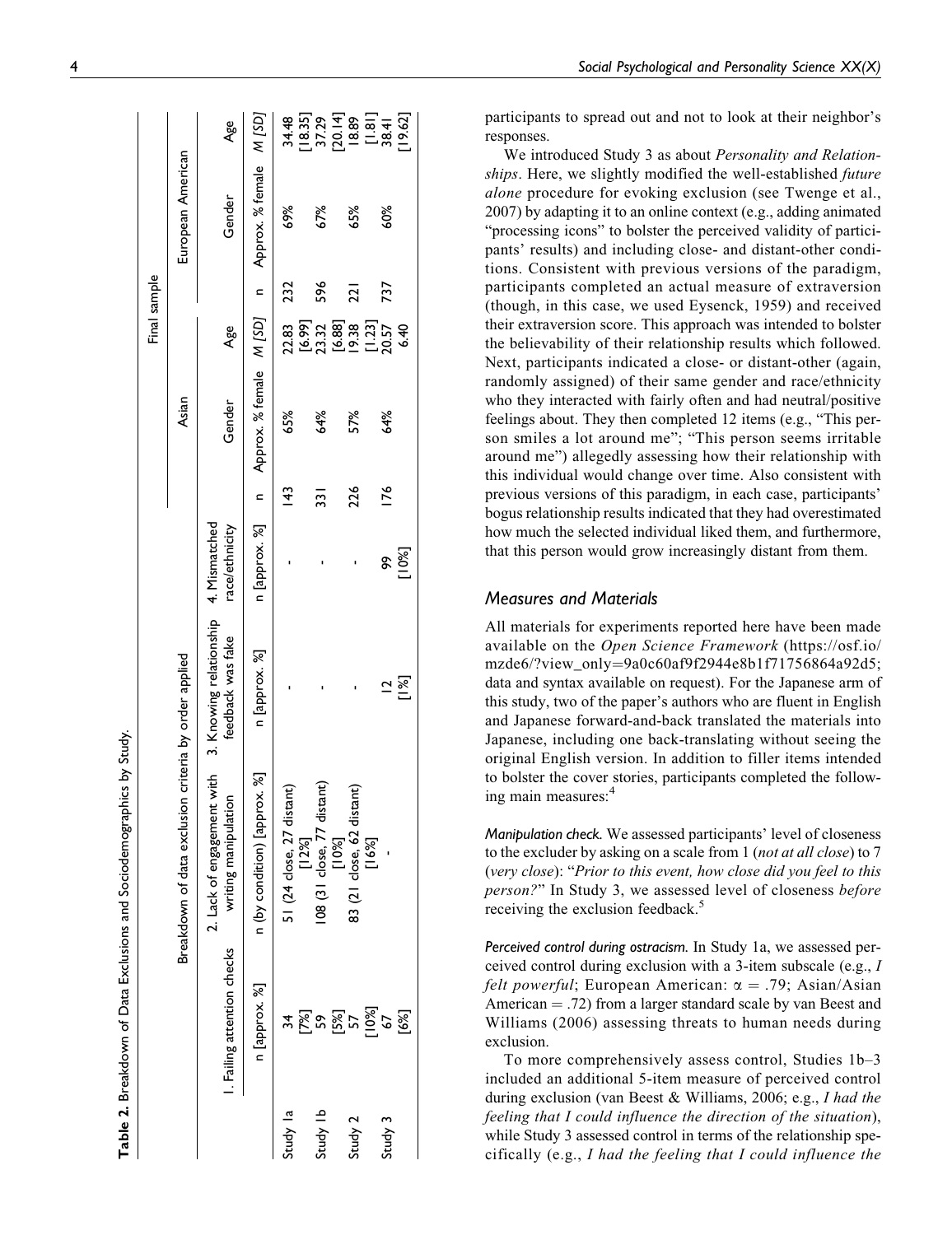**Table 2.** Breakdown of Data Exclusions and Sociodemographics by Study.

| | Breakdown of data exclusion criteria by order applied | | | | Final sample | | | | | |
|---|---|---|---|---|---|---|---|---|---|---|
| | 1. Failing attention checks | 2. Lack of engagement with writing manipulation | 3. Knowing relationship feedback was fake | 4. Mismatched race/ethnicity | Asian | | | European American | | |
| | | | | | | Gender | Age | | Gender | Age |
| | n [approx. %] | n (by condition) [approx. %] | n [approx. %] | n [approx. %] | n | Approx. % female | M [SD] | n | Approx. % female | M [SD] |
| Study 1a | 34 [7%] | 51 (24 close, 27 distant) [12%] | - | - | 143 | 65% | 22.83 [6.99] | 232 | 69% | 34.48 [18.35] |
| Study 1b | 59 [5%] | 108 (31 close, 77 distant) [10%] | - | - | 331 | 64% | 23.32 [6.88] | 596 | 67% | 37.29 [20.14] |
| Study 2 | 57 [10%] | 83 (21 close, 62 distant) [16%] | - | - | 226 | 57% | 19.38 [1.23] | 221 | 65% | 18.89 [1.81] |
| Study 3 | 67 [6%] | - | 12 [1%] | 99 [10%] | 176 | 64% | 20.57 6.40 | 737 | 60% | 38.41 [19.62] |

participants to spread out and not to look at their neighbor's responses.

We introduced Study 3 as about *Personality and Relationships*. Here, we slightly modified the well-established *future alone* procedure for evoking exclusion (see Twenge et al., 2007) by adapting it to an online context (e.g., adding animated "processing icons" to bolster the perceived validity of participants' results) and including close- and distant-other conditions. Consistent with previous versions of the paradigm, participants completed an actual measure of extraversion (though, in this case, we used Eysenck, 1959) and received their extraversion score. This approach was intended to bolster the believability of their relationship results which followed. Next, participants indicated a close- or distant-other (again, randomly assigned) of their same gender and race/ethnicity who they interacted with fairly often and had neutral/positive feelings about. They then completed 12 items (e.g., "This person smiles a lot around me"; "This person seems irritable around me") allegedly assessing how their relationship with this individual would change over time. Also consistent with previous versions of this paradigm, in each case, participants' bogus relationship results indicated that they had overestimated how much the selected individual liked them, and furthermore, that this person would grow increasingly distant from them.

## Measures and Materials

All materials for experiments reported here have been made available on the *Open Science Framework* (https://osf.io/mzde6/?view_only=9a0c60af9f2944e8b1f71756864a92d5; data and syntax available on request). For the Japanese arm of this study, two of the paper's authors who are fluent in English and Japanese forward-and-back translated the materials into Japanese, including one back-translating without seeing the original English version. In addition to filler items intended to bolster the cover stories, participants completed the following main measures:[4]

*Manipulation check.* We assessed participants' level of closeness to the excluder by asking on a scale from 1 (*not at all close*) to 7 (*very close*): "*Prior to this event, how close did you feel to this person?*" In Study 3, we assessed level of closeness *before* receiving the exclusion feedback.[5]

*Perceived control during ostracism.* In Study 1a, we assessed perceived control during exclusion with a 3-item subscale (e.g., *I felt powerful*; European American: $\alpha = .79$; Asian/Asian American $= .72$) from a larger standard scale by van Beest and Williams (2006) assessing threats to human needs during exclusion.

To more comprehensively assess control, Studies 1b–3 included an additional 5-item measure of perceived control during exclusion (van Beest & Williams, 2006; e.g., *I had the feeling that I could influence the direction of the situation*), while Study 3 assessed control in terms of the relationship specifically (e.g., *I had the feeling that I could influence the*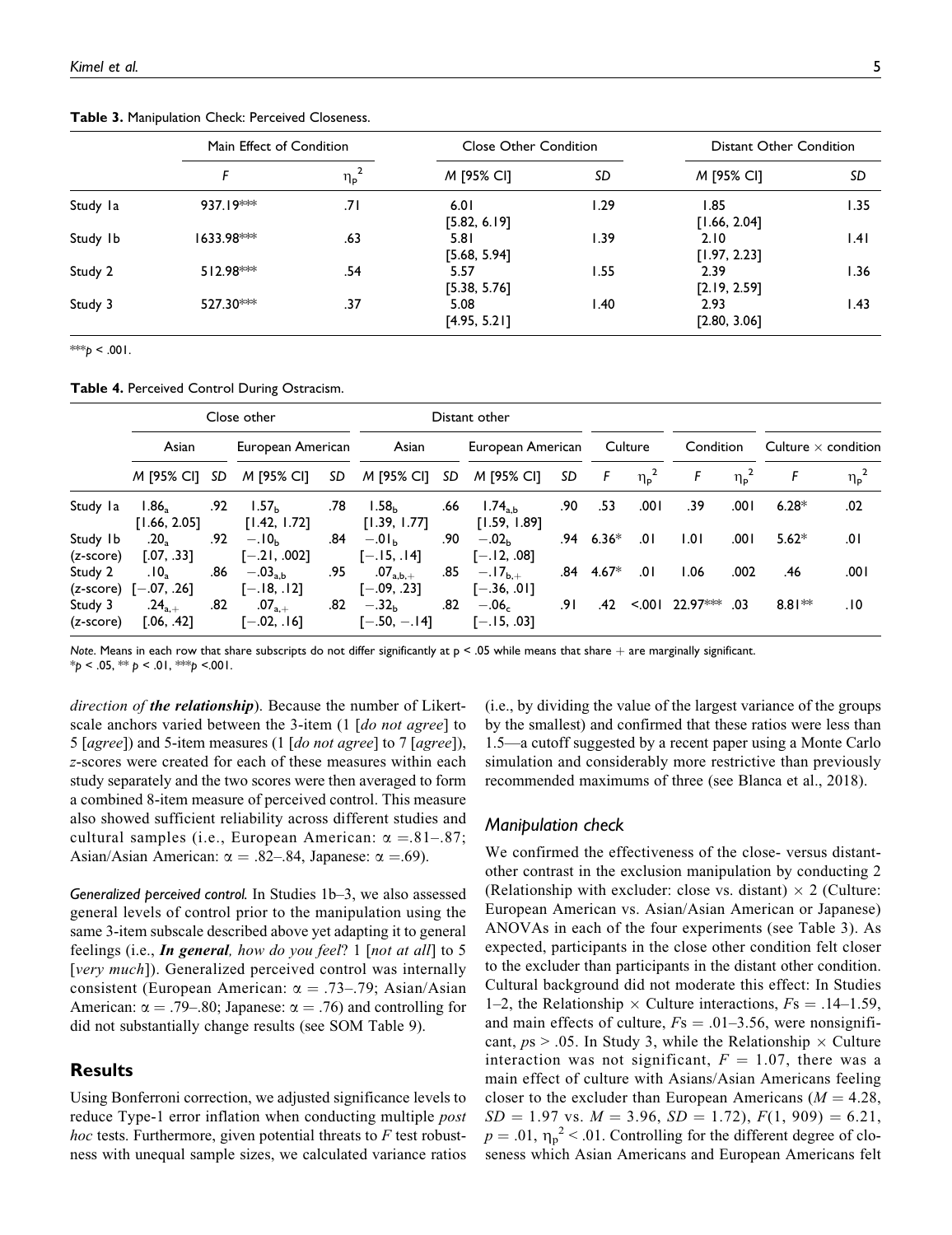**Table 3.** Manipulation Check: Perceived Closeness.

| | Main Effect of Condition | | Close Other Condition | | Distant Other Condition | |
|---|---|---|---|---|---|---|
| | $F$ | $\eta_p^2$ | $M$ [95% CI] | $SD$ | $M$ [95% CI] | $SD$ |
| Study 1a | 937.19*** | .71 | 6.01 [5.82, 6.19] | 1.29 | 1.85 [1.66, 2.04] | 1.35 |
| Study 1b | 1633.98*** | .63 | 5.81 [5.68, 5.94] | 1.39 | 2.10 [1.97, 2.23] | 1.41 |
| Study 2 | 512.98*** | .54 | 5.57 [5.38, 5.76] | 1.55 | 2.39 [2.19, 2.59] | 1.36 |
| Study 3 | 527.30*** | .37 | 5.08 [4.95, 5.21] | 1.40 | 2.93 [2.80, 3.06] | 1.43 |

***$p$ < .001.

**Table 4.** Perceived Control During Ostracism.

| | Close other | | | | Distant other | | | | | | | | | |
|---|---|---|---|---|---|---|---|---|---|---|---|---|---|---|
| | Asian | | European American | | Asian | | European American | | Culture | | Condition | | Culture × condition | |
| | $M$ [95% CI] | $SD$ | $M$ [95% CI] | $SD$ | $M$ [95% CI] | $SD$ | $M$ [95% CI] | $SD$ | $F$ | $\eta_p^2$ | $F$ | $\eta_p^2$ | $F$ | $\eta_p^2$ |
| Study 1a | $1.86_{a}$ [1.66, 2.05] | .92 | $1.57_{b}$ [1.42, 1.72] | .78 | $1.58_{b}$ [1.39, 1.77] | .66 | $1.74_{a,b}$ [1.59, 1.89] | .90 | .53 | .001 | .39 | .001 | 6.28* | .02 |
| Study 1b (z-score) | $.20_{a}$ [.07, .33] | .92 | $-.10_{b}$ [−.21, .002] | .84 | $-.01_{b}$ [−.15, .14] | .90 | $-.02_{b}$ [−.12, .08] | .94 | 6.36* | .01 | 1.01 | .001 | 5.62* | .01 |
| Study 2 (z-score) | $.10_{a}$ [−.07, .26] | .86 | $-.03_{a,b}$ [−.18, .12] | .95 | $.07_{a,b,+}$ [−.09, .23] | .85 | $-.17_{b,+}$ [−.36, .01] | .84 | 4.67* | .01 | 1.06 | .002 | .46 | .001 |
| Study 3 (z-score) | $.24_{a,+}$ [.06, .42] | .82 | $.07_{a,+}$ [−.02, .16] | .82 | $-.32_{b}$ [−.50, −.14] | .82 | $-.06_{c}$ [−.15, .03] | .91 | .42 | <.001 | 22.97*** | .03 | 8.81** | .10 |

*Note.* Means in each row that share subscripts do not differ significantly at p < .05 while means that share + are marginally significant.
*$p$ < .05, ** $p$ < .01, ***$p$ <.001.

*direction of* ***the relationship***). Because the number of Likert-scale anchors varied between the 3-item (1 [*do not agree*] to 5 [*agree*]) and 5-item measures (1 [*do not agree*] to 7 [*agree*]), *z*-scores were created for each of these measures within each study separately and the two scores were then averaged to form a combined 8-item measure of perceived control. This measure also showed sufficient reliability across different studies and cultural samples (i.e., European American: $\alpha$ =.81–.87; Asian/Asian American: $\alpha$ = .82–.84, Japanese: $\alpha$ =.69).

*Generalized perceived control.* In Studies 1b–3, we also assessed general levels of control prior to the manipulation using the same 3-item subscale described above yet adapting it to general feelings (i.e., ***In general****, how do you feel*? 1 [*not at all*] to 5 [*very much*]). Generalized perceived control was internally consistent (European American: $\alpha$ = .73–.79; Asian/Asian American: $\alpha$ = .79–.80; Japanese: $\alpha$ = .76) and controlling for did not substantially change results (see SOM Table 9).

## Results

Using Bonferroni correction, we adjusted significance levels to reduce Type-1 error inflation when conducting multiple *post hoc* tests. Furthermore, given potential threats to *F* test robustness with unequal sample sizes, we calculated variance ratios (i.e., by dividing the value of the largest variance of the groups by the smallest) and confirmed that these ratios were less than 1.5—a cutoff suggested by a recent paper using a Monte Carlo simulation and considerably more restrictive than previously recommended maximums of three (see Blanca et al., 2018).

### Manipulation check

We confirmed the effectiveness of the close- versus distant-other contrast in the exclusion manipulation by conducting 2 (Relationship with excluder: close vs. distant) × 2 (Culture: European American vs. Asian/Asian American or Japanese) ANOVAs in each of the four experiments (see Table 3). As expected, participants in the close other condition felt closer to the excluder than participants in the distant other condition. Cultural background did not moderate this effect: In Studies 1–2, the Relationship × Culture interactions, *F*s = .14–1.59, and main effects of culture, *F*s = .01–3.56, were nonsignificant, *p*s > .05. In Study 3, while the Relationship × Culture interaction was not significant, $F$ = 1.07, there was a main effect of culture with Asians/Asian Americans feeling closer to the excluder than European Americans ($M$ = 4.28, $SD$ = 1.97 vs. $M$ = 3.96, $SD$ = 1.72), $F(1, 909)$ = 6.21, $p$ = .01, $\eta_p^2$ < .01. Controlling for the different degree of closeness which Asian Americans and European Americans felt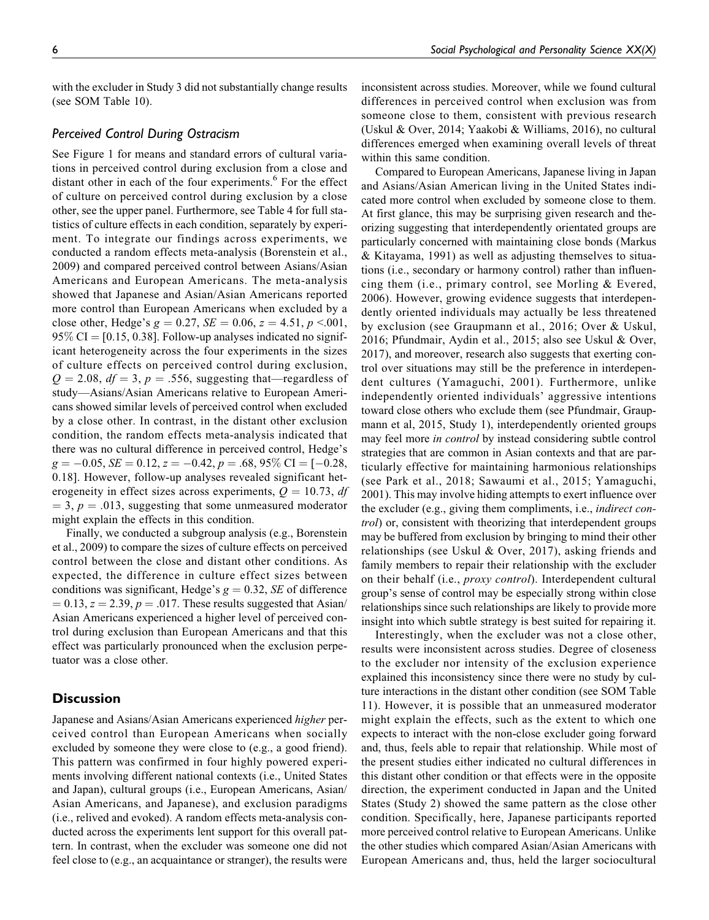with the excluder in Study 3 did not substantially change results (see SOM Table 10).

### Perceived Control During Ostracism

See Figure 1 for means and standard errors of cultural variations in perceived control during exclusion from a close and distant other in each of the four experiments.[6] For the effect of culture on perceived control during exclusion by a close other, see the upper panel. Furthermore, see Table 4 for full statistics of culture effects in each condition, separately by experiment. To integrate our findings across experiments, we conducted a random effects meta-analysis (Borenstein et al., 2009) and compared perceived control between Asians/Asian Americans and European Americans. The meta-analysis showed that Japanese and Asian/Asian Americans reported more control than European Americans when excluded by a close other, Hedge's $g = 0.27$, $SE = 0.06$, $z = 4.51$, $p < .001$, 95% CI = [0.15, 0.38]. Follow-up analyses indicated no significant heterogeneity across the four experiments in the sizes of culture effects on perceived control during exclusion, $Q = 2.08$, $df = 3$, $p = .556$, suggesting that—regardless of study—Asians/Asian Americans relative to European Americans showed similar levels of perceived control when excluded by a close other. In contrast, in the distant other exclusion condition, the random effects meta-analysis indicated that there was no cultural difference in perceived control, Hedge's $g = -0.05$, $SE = 0.12$, $z = -0.42$, $p = .68$, 95% CI = [−0.28, 0.18]. However, follow-up analyses revealed significant heterogeneity in effect sizes across experiments, $Q = 10.73$, $df = 3$, $p = .013$, suggesting that some unmeasured moderator might explain the effects in this condition.

Finally, we conducted a subgroup analysis (e.g., Borenstein et al., 2009) to compare the sizes of culture effects on perceived control between the close and distant other conditions. As expected, the difference in culture effect sizes between conditions was significant, Hedge's $g = 0.32$, $SE$ of difference $= 0.13$, $z = 2.39$, $p = .017$. These results suggested that Asian/Asian Americans experienced a higher level of perceived control during exclusion than European Americans and that this effect was particularly pronounced when the exclusion perpetuator was a close other.

## Discussion

Japanese and Asians/Asian Americans experienced *higher* perceived control than European Americans when socially excluded by someone they were close to (e.g., a good friend). This pattern was confirmed in four highly powered experiments involving different national contexts (i.e., United States and Japan), cultural groups (i.e., European Americans, Asian/Asian Americans, and Japanese), and exclusion paradigms (i.e., relived and evoked). A random effects meta-analysis conducted across the experiments lent support for this overall pattern. In contrast, when the excluder was someone one did not feel close to (e.g., an acquaintance or stranger), the results were inconsistent across studies. Moreover, while we found cultural differences in perceived control when exclusion was from someone close to them, consistent with previous research (Uskul & Over, 2014; Yaakobi & Williams, 2016), no cultural differences emerged when examining overall levels of threat within this same condition.

Compared to European Americans, Japanese living in Japan and Asians/Asian American living in the United States indicated more control when excluded by someone close to them. At first glance, this may be surprising given research and theorizing suggesting that interdependently orientated groups are particularly concerned with maintaining close bonds (Markus & Kitayama, 1991) as well as adjusting themselves to situations (i.e., secondary or harmony control) rather than influencing them (i.e., primary control, see Morling & Evered, 2006). However, growing evidence suggests that interdependently oriented individuals may actually be less threatened by exclusion (see Graupmann et al., 2016; Over & Uskul, 2016; Pfundmair, Aydin et al., 2015; also see Uskul & Over, 2017), and moreover, research also suggests that exerting control over situations may still be the preference in interdependent cultures (Yamaguchi, 2001). Furthermore, unlike independently oriented individuals' aggressive intentions toward close others who exclude them (see Pfundmair, Graupmann et al, 2015, Study 1), interdependently oriented groups may feel more *in control* by instead considering subtle control strategies that are common in Asian contexts and that are particularly effective for maintaining harmonious relationships (see Park et al., 2018; Sawaumi et al., 2015; Yamaguchi, 2001). This may involve hiding attempts to exert influence over the excluder (e.g., giving them compliments, i.e., *indirect control*) or, consistent with theorizing that interdependent groups may be buffered from exclusion by bringing to mind their other relationships (see Uskul & Over, 2017), asking friends and family members to repair their relationship with the excluder on their behalf (i.e., *proxy control*). Interdependent cultural group's sense of control may be especially strong within close relationships since such relationships are likely to provide more insight into which subtle strategy is best suited for repairing it.

Interestingly, when the excluder was not a close other, results were inconsistent across studies. Degree of closeness to the excluder nor intensity of the exclusion experience explained this inconsistency since there were no study by culture interactions in the distant other condition (see SOM Table 11). However, it is possible that an unmeasured moderator might explain the effects, such as the extent to which one expects to interact with the non-close excluder going forward and, thus, feels able to repair that relationship. While most of the present studies either indicated no cultural differences in this distant other condition or that effects were in the opposite direction, the experiment conducted in Japan and the United States (Study 2) showed the same pattern as the close other condition. Specifically, here, Japanese participants reported more perceived control relative to European Americans. Unlike the other studies which compared Asian/Asian Americans with European Americans and, thus, held the larger sociocultural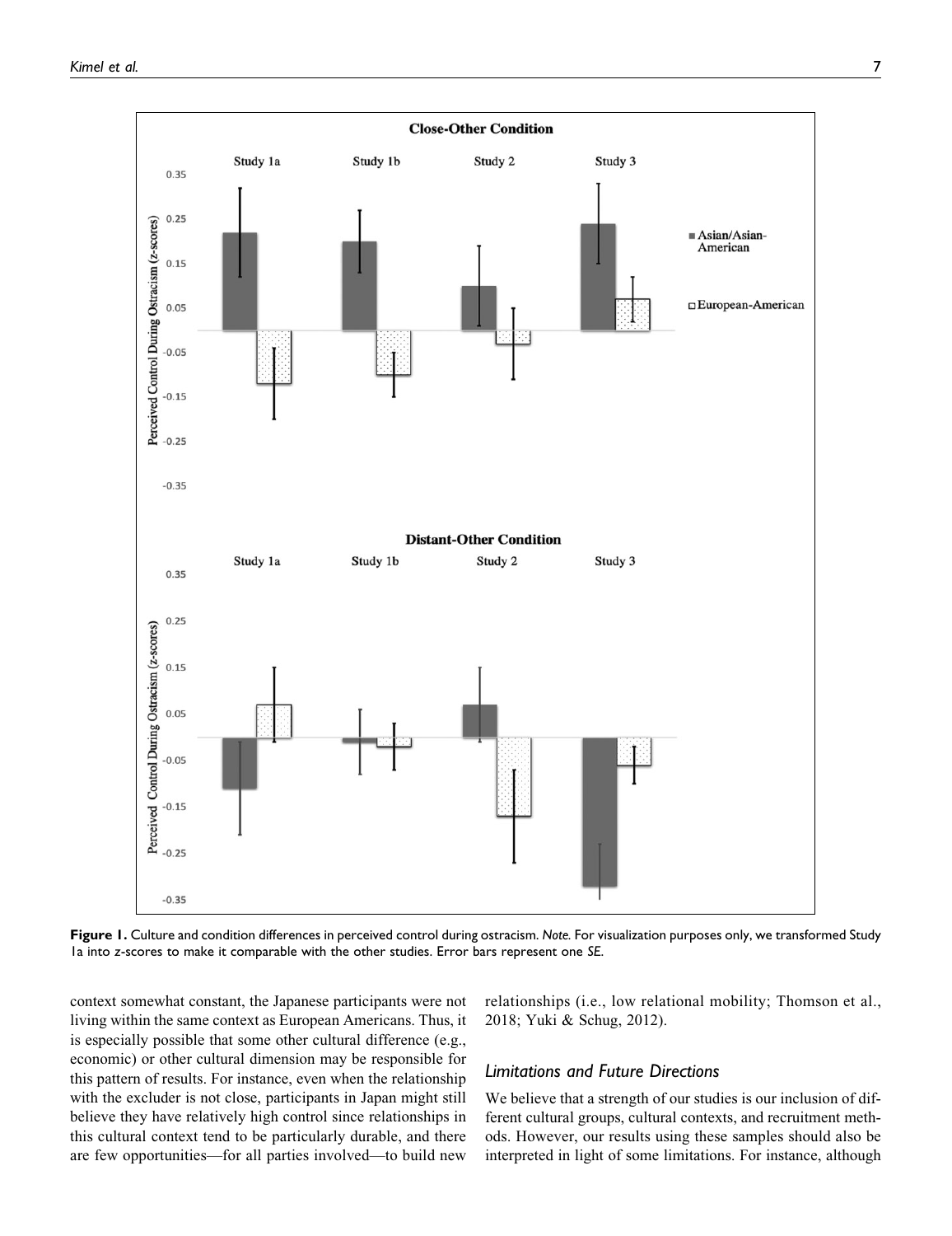Figure 1. Culture and condition differences in perceived control during ostracism. *Note.* For visualization purposes only, we transformed Study 1a into z-scores to make it comparable with the other studies. Error bars represent one *SE*.

context somewhat constant, the Japanese participants were not living within the same context as European Americans. Thus, it is especially possible that some other cultural difference (e.g., economic) or other cultural dimension may be responsible for this pattern of results. For instance, even when the relationship with the excluder is not close, participants in Japan might still believe they have relatively high control since relationships in this cultural context tend to be particularly durable, and there are few opportunities—for all parties involved—to build new relationships (i.e., low relational mobility; Thomson et al., 2018; Yuki & Schug, 2012).

## Limitations and Future Directions

We believe that a strength of our studies is our inclusion of different cultural groups, cultural contexts, and recruitment methods. However, our results using these samples should also be interpreted in light of some limitations. For instance, although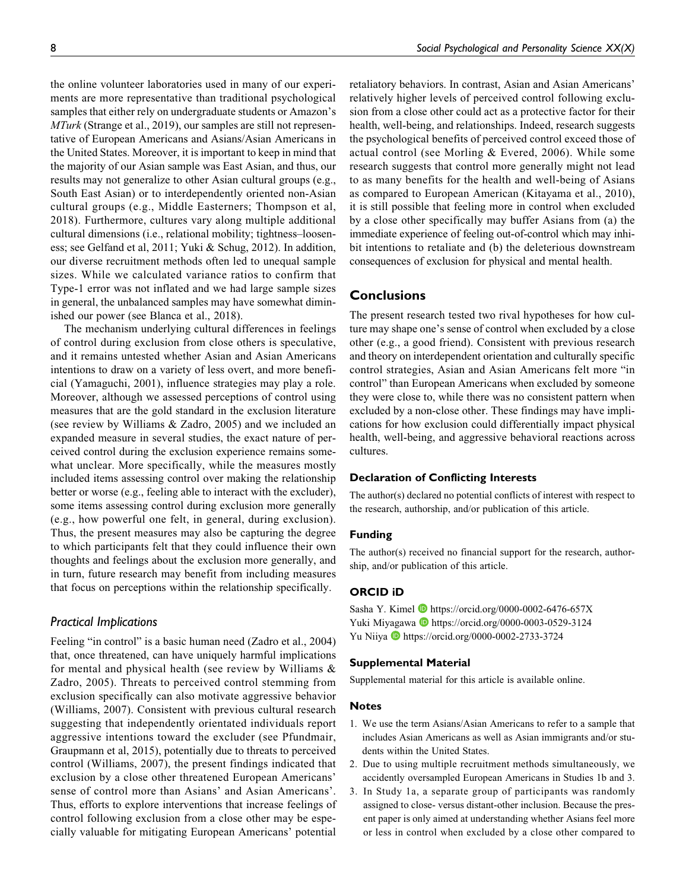the online volunteer laboratories used in many of our experiments are more representative than traditional psychological samples that either rely on undergraduate students or Amazon's *MTurk* (Strange et al., 2019), our samples are still not representative of European Americans and Asians/Asian Americans in the United States. Moreover, it is important to keep in mind that the majority of our Asian sample was East Asian, and thus, our results may not generalize to other Asian cultural groups (e.g., South East Asian) or to interdependently oriented non-Asian cultural groups (e.g., Middle Easterners; Thompson et al, 2018). Furthermore, cultures vary along multiple additional cultural dimensions (i.e., relational mobility; tightness–looseness; see Gelfand et al, 2011; Yuki & Schug, 2012). In addition, our diverse recruitment methods often led to unequal sample sizes. While we calculated variance ratios to confirm that Type-1 error was not inflated and we had large sample sizes in general, the unbalanced samples may have somewhat diminished our power (see Blanca et al., 2018).

The mechanism underlying cultural differences in feelings of control during exclusion from close others is speculative, and it remains untested whether Asian and Asian Americans intentions to draw on a variety of less overt, and more beneficial (Yamaguchi, 2001), influence strategies may play a role. Moreover, although we assessed perceptions of control using measures that are the gold standard in the exclusion literature (see review by Williams & Zadro, 2005) and we included an expanded measure in several studies, the exact nature of perceived control during the exclusion experience remains somewhat unclear. More specifically, while the measures mostly included items assessing control over making the relationship better or worse (e.g., feeling able to interact with the excluder), some items assessing control during exclusion more generally (e.g., how powerful one felt, in general, during exclusion). Thus, the present measures may also be capturing the degree to which participants felt that they could influence their own thoughts and feelings about the exclusion more generally, and in turn, future research may benefit from including measures that focus on perceptions within the relationship specifically.

### *Practical Implications*

Feeling "in control" is a basic human need (Zadro et al., 2004) that, once threatened, can have uniquely harmful implications for mental and physical health (see review by Williams & Zadro, 2005). Threats to perceived control stemming from exclusion specifically can also motivate aggressive behavior (Williams, 2007). Consistent with previous cultural research suggesting that independently orientated individuals report aggressive intentions toward the excluder (see Pfundmair, Graupmann et al, 2015), potentially due to threats to perceived control (Williams, 2007), the present findings indicated that exclusion by a close other threatened European Americans' sense of control more than Asians' and Asian Americans'. Thus, efforts to explore interventions that increase feelings of control following exclusion from a close other may be especially valuable for mitigating European Americans' potential retaliatory behaviors. In contrast, Asian and Asian Americans' relatively higher levels of perceived control following exclusion from a close other could act as a protective factor for their health, well-being, and relationships. Indeed, research suggests the psychological benefits of perceived control exceed those of actual control (see Morling & Evered, 2006). While some research suggests that control more generally might not lead to as many benefits for the health and well-being of Asians as compared to European American (Kitayama et al., 2010), it is still possible that feeling more in control when excluded by a close other specifically may buffer Asians from (a) the immediate experience of feeling out-of-control which may inhibit intentions to retaliate and (b) the deleterious downstream consequences of exclusion for physical and mental health.

## Conclusions

The present research tested two rival hypotheses for how culture may shape one's sense of control when excluded by a close other (e.g., a good friend). Consistent with previous research and theory on interdependent orientation and culturally specific control strategies, Asian and Asian Americans felt more "in control" than European Americans when excluded by someone they were close to, while there was no consistent pattern when excluded by a non-close other. These findings may have implications for how exclusion could differentially impact physical health, well-being, and aggressive behavioral reactions across cultures.

### Declaration of Conflicting Interests

The author(s) declared no potential conflicts of interest with respect to the research, authorship, and/or publication of this article.

### Funding

The author(s) received no financial support for the research, authorship, and/or publication of this article.

### ORCID iD

Sasha Y. Kimel https://orcid.org/0000-0002-6476-657X
Yuki Miyagawa https://orcid.org/0000-0003-0529-3124
Yu Niiya https://orcid.org/0000-0002-2733-3724

### Supplemental Material

Supplemental material for this article is available online.

### Notes

1. We use the term Asians/Asian Americans to refer to a sample that includes Asian Americans as well as Asian immigrants and/or students within the United States.
2. Due to using multiple recruitment methods simultaneously, we accidently oversampled European Americans in Studies 1b and 3.
3. In Study 1a, a separate group of participants was randomly assigned to close- versus distant-other inclusion. Because the present paper is only aimed at understanding whether Asians feel more or less in control when excluded by a close other compared to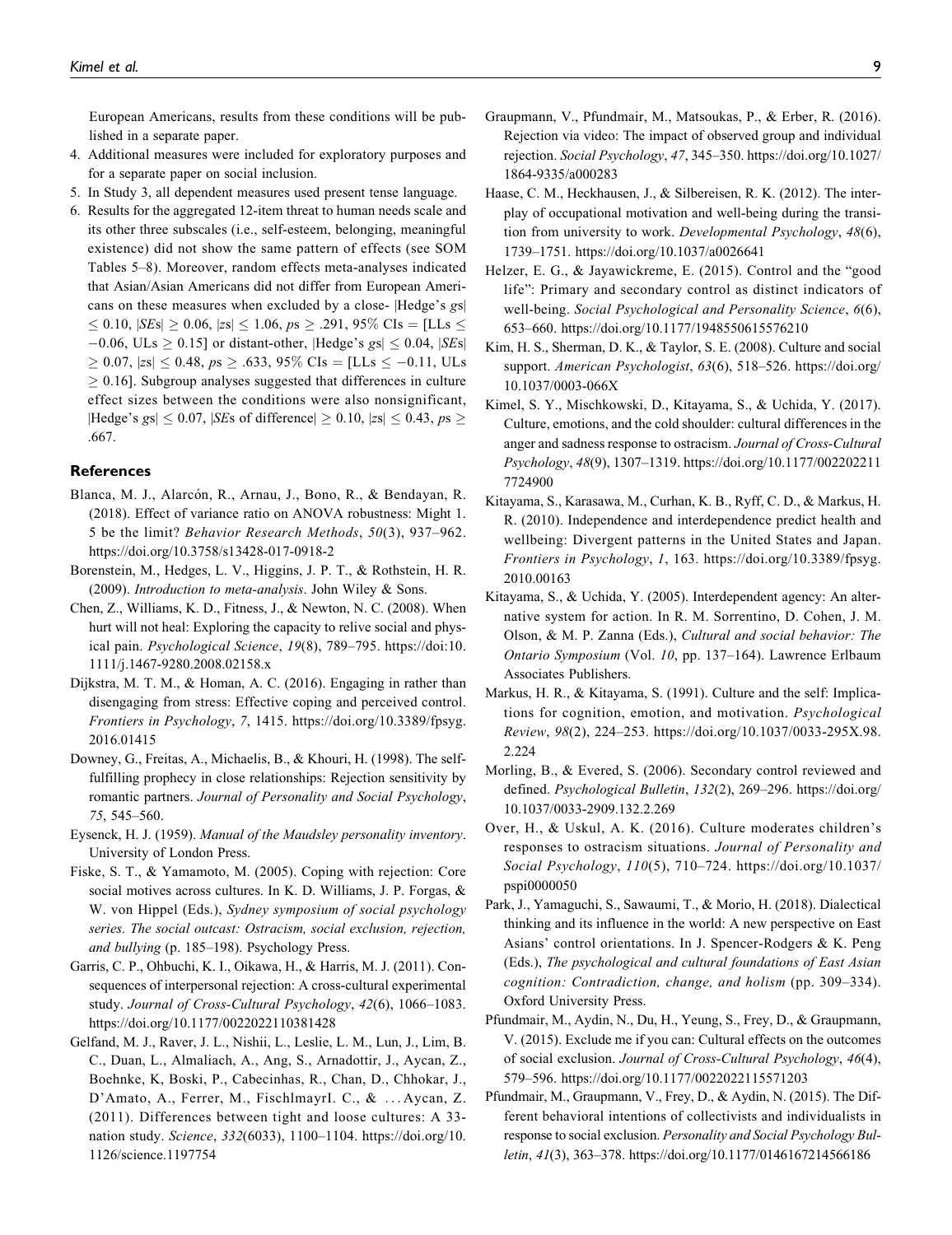European Americans, results from these conditions will be published in a separate paper.

4. Additional measures were included for exploratory purposes and for a separate paper on social inclusion.
5. In Study 3, all dependent measures used present tense language.
6. Results for the aggregated 12-item threat to human needs scale and its other three subscales (i.e., self-esteem, belonging, meaningful existence) did not show the same pattern of effects (see SOM Tables 5–8). Moreover, random effects meta-analyses indicated that Asian/Asian Americans did not differ from European Americans on these measures when excluded by a close- |Hedge's *g*s| $\leq$ 0.10, |*SE*s| $\geq$ 0.06, |*z*s| $\leq$ 1.06, *p*s $\geq$ .291, 95% CIs = [LLs $\leq$ −0.06, ULs $\geq$ 0.15] or distant-other, |Hedge's *g*s| $\leq$ 0.04, |*SE*s| $\geq$ 0.07, |*z*s| $\leq$ 0.48, *p*s $\geq$ .633, 95% CIs = [LLs $\leq$ −0.11, ULs $\geq$ 0.16]. Subgroup analyses suggested that differences in culture effect sizes between the conditions were also nonsignificant, |Hedge's *g*s| $\leq$ 0.07, |*SE*s of difference| $\geq$ 0.10, |*z*s| $\leq$ 0.43, *p*s $\geq$ .667.

## References

Blanca, M. J., Alarcón, R., Arnau, J., Bono, R., & Bendayan, R. (2018). Effect of variance ratio on ANOVA robustness: Might 1. 5 be the limit? *Behavior Research Methods*, *50*(3), 937–962. https://doi.org/10.3758/s13428-017-0918-2

Borenstein, M., Hedges, L. V., Higgins, J. P. T., & Rothstein, H. R. (2009). *Introduction to meta-analysis*. John Wiley & Sons.

Chen, Z., Williams, K. D., Fitness, J., & Newton, N. C. (2008). When hurt will not heal: Exploring the capacity to relive social and physical pain. *Psychological Science*, *19*(8), 789–795. https://doi:10.1111/j.1467-9280.2008.02158.x

Dijkstra, M. T. M., & Homan, A. C. (2016). Engaging in rather than disengaging from stress: Effective coping and perceived control. *Frontiers in Psychology*, *7*, 1415. https://doi.org/10.3389/fpsyg.2016.01415

Downey, G., Freitas, A., Michaelis, B., & Khouri, H. (1998). The self-fulfilling prophecy in close relationships: Rejection sensitivity by romantic partners. *Journal of Personality and Social Psychology*, *75*, 545–560.

Eysenck, H. J. (1959). *Manual of the Maudsley personality inventory*. University of London Press.

Fiske, S. T., & Yamamoto, M. (2005). Coping with rejection: Core social motives across cultures. In K. D. Williams, J. P. Forgas, & W. von Hippel (Eds.), *Sydney symposium of social psychology series. The social outcast: Ostracism, social exclusion, rejection, and bullying* (p. 185–198). Psychology Press.

Garris, C. P., Ohbuchi, K. I., Oikawa, H., & Harris, M. J. (2011). Consequences of interpersonal rejection: A cross-cultural experimental study. *Journal of Cross-Cultural Psychology*, *42*(6), 1066–1083. https://doi.org/10.1177/0022022110381428

Gelfand, M. J., Raver, J. L., Nishii, L., Leslie, L. M., Lun, J., Lim, B. C., Duan, L., Almaliach, A., Ang, S., Arnadottir, J., Aycan, Z., Boehnke, K, Boski, P., Cabecinhas, R., Chan, D., Chhokar, J., D'Amato, A., Ferrer, M., FischlmayrI. C., & ...Aycan, Z. (2011). Differences between tight and loose cultures: A 33-nation study. *Science*, *332*(6033), 1100–1104. https://doi.org/10.1126/science.1197754

Graupmann, V., Pfundmair, M., Matsoukas, P., & Erber, R. (2016). Rejection via video: The impact of observed group and individual rejection. *Social Psychology*, *47*, 345–350. https://doi.org/10.1027/1864-9335/a000283

Haase, C. M., Heckhausen, J., & Silbereisen, R. K. (2012). The interplay of occupational motivation and well-being during the transition from university to work. *Developmental Psychology*, *48*(6), 1739–1751. https://doi.org/10.1037/a0026641

Helzer, E. G., & Jayawickreme, E. (2015). Control and the "good life": Primary and secondary control as distinct indicators of well-being. *Social Psychological and Personality Science*, *6*(6), 653–660. https://doi.org/10.1177/1948550615576210

Kim, H. S., Sherman, D. K., & Taylor, S. E. (2008). Culture and social support. *American Psychologist*, *63*(6), 518–526. https://doi.org/10.1037/0003-066X

Kimel, S. Y., Mischkowski, D., Kitayama, S., & Uchida, Y. (2017). Culture, emotions, and the cold shoulder: cultural differences in the anger and sadness response to ostracism. *Journal of Cross-Cultural Psychology*, *48*(9), 1307–1319. https://doi.org/10.1177/0022022117724900

Kitayama, S., Karasawa, M., Curhan, K. B., Ryff, C. D., & Markus, H. R. (2010). Independence and interdependence predict health and wellbeing: Divergent patterns in the United States and Japan. *Frontiers in Psychology*, *1*, 163. https://doi.org/10.3389/fpsyg.2010.00163

Kitayama, S., & Uchida, Y. (2005). Interdependent agency: An alternative system for action. In R. M. Sorrentino, D. Cohen, J. M. Olson, & M. P. Zanna (Eds.), *Cultural and social behavior: The Ontario Symposium* (Vol. *10*, pp. 137–164). Lawrence Erlbaum Associates Publishers.

Markus, H. R., & Kitayama, S. (1991). Culture and the self: Implications for cognition, emotion, and motivation. *Psychological Review*, *98*(2), 224–253. https://doi.org/10.1037/0033-295X.98.2.224

Morling, B., & Evered, S. (2006). Secondary control reviewed and defined. *Psychological Bulletin*, *132*(2), 269–296. https://doi.org/10.1037/0033-2909.132.2.269

Over, H., & Uskul, A. K. (2016). Culture moderates children's responses to ostracism situations. *Journal of Personality and Social Psychology*, *110*(5), 710–724. https://doi.org/10.1037/pspi0000050

Park, J., Yamaguchi, S., Sawaumi, T., & Morio, H. (2018). Dialectical thinking and its influence in the world: A new perspective on East Asians' control orientations. In J. Spencer-Rodgers & K. Peng (Eds.), *The psychological and cultural foundations of East Asian cognition: Contradiction, change, and holism* (pp. 309–334). Oxford University Press.

Pfundmair, M., Aydin, N., Du, H., Yeung, S., Frey, D., & Graupmann, V. (2015). Exclude me if you can: Cultural effects on the outcomes of social exclusion. *Journal of Cross-Cultural Psychology*, *46*(4), 579–596. https://doi.org/10.1177/0022022115571203

Pfundmair, M., Graupmann, V., Frey, D., & Aydin, N. (2015). The Different behavioral intentions of collectivists and individualists in response to social exclusion. *Personality and Social Psychology Bulletin*, *41*(3), 363–378. https://doi.org/10.1177/0146167214566186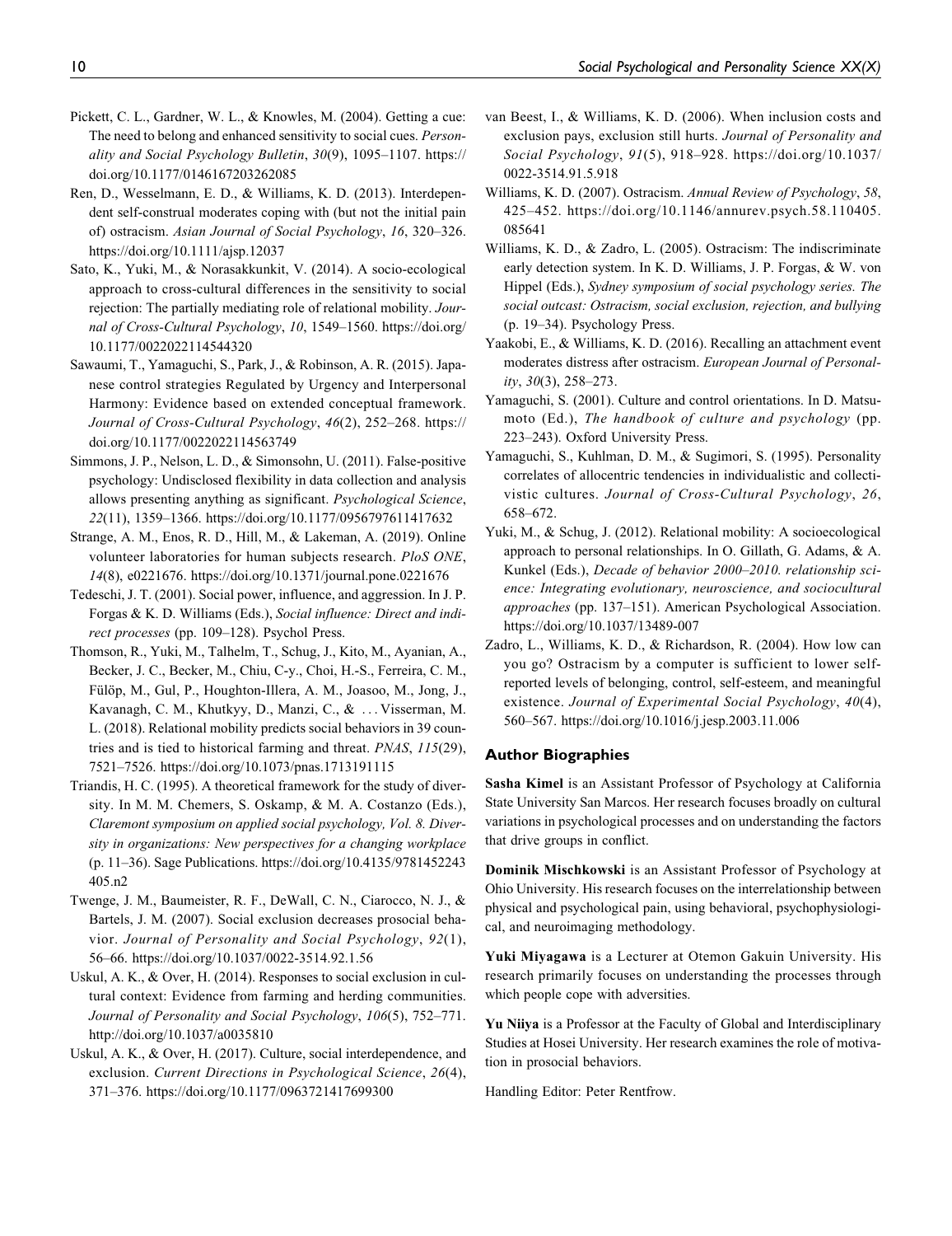Pickett, C. L., Gardner, W. L., & Knowles, M. (2004). Getting a cue: The need to belong and enhanced sensitivity to social cues. *Personality and Social Psychology Bulletin*, *30*(9), 1095–1107. https://doi.org/10.1177/0146167203262085

Ren, D., Wesselmann, E. D., & Williams, K. D. (2013). Interdependent self-construal moderates coping with (but not the initial pain of) ostracism. *Asian Journal of Social Psychology*, *16*, 320–326. https://doi.org/10.1111/ajsp.12037

Sato, K., Yuki, M., & Norasakkunkit, V. (2014). A socio-ecological approach to cross-cultural differences in the sensitivity to social rejection: The partially mediating role of relational mobility. *Journal of Cross-Cultural Psychology*, *10*, 1549–1560. https://doi.org/10.1177/0022022114544320

Sawaumi, T., Yamaguchi, S., Park, J., & Robinson, A. R. (2015). Japanese control strategies Regulated by Urgency and Interpersonal Harmony: Evidence based on extended conceptual framework. *Journal of Cross-Cultural Psychology*, *46*(2), 252–268. https://doi.org/10.1177/0022022114563749

Simmons, J. P., Nelson, L. D., & Simonsohn, U. (2011). False-positive psychology: Undisclosed flexibility in data collection and analysis allows presenting anything as significant. *Psychological Science*, *22*(11), 1359–1366. https://doi.org/10.1177/0956797611417632

Strange, A. M., Enos, R. D., Hill, M., & Lakeman, A. (2019). Online volunteer laboratories for human subjects research. *PloS ONE*, *14*(8), e0221676. https://doi.org/10.1371/journal.pone.0221676

Tedeschi, J. T. (2001). Social power, influence, and aggression. In J. P. Forgas & K. D. Williams (Eds.), *Social influence: Direct and indirect processes* (pp. 109–128). Psychol Press.

Thomson, R., Yuki, M., Talhelm, T., Schug, J., Kito, M., Ayanian, A., Becker, J. C., Becker, M., Chiu, C-y., Choi, H.-S., Ferreira, C. M., Fülöp, M., Gul, P., Houghton-Illera, A. M., Joasoo, M., Jong, J., Kavanagh, C. M., Khutkyy, D., Manzi, C., & ... Visserman, M. L. (2018). Relational mobility predicts social behaviors in 39 countries and is tied to historical farming and threat. *PNAS*, *115*(29), 7521–7526. https://doi.org/10.1073/pnas.1713191115

Triandis, H. C. (1995). A theoretical framework for the study of diversity. In M. M. Chemers, S. Oskamp, & M. A. Costanzo (Eds.), *Claremont symposium on applied social psychology, Vol. 8. Diversity in organizations: New perspectives for a changing workplace* (p. 11–36). Sage Publications. https://doi.org/10.4135/9781452243405.n2

Twenge, J. M., Baumeister, R. F., DeWall, C. N., Ciarocco, N. J., & Bartels, J. M. (2007). Social exclusion decreases prosocial behavior. *Journal of Personality and Social Psychology*, *92*(1), 56–66. https://doi.org/10.1037/0022-3514.92.1.56

Uskul, A. K., & Over, H. (2014). Responses to social exclusion in cultural context: Evidence from farming and herding communities. *Journal of Personality and Social Psychology*, *106*(5), 752–771. http://doi.org/10.1037/a0035810

Uskul, A. K., & Over, H. (2017). Culture, social interdependence, and exclusion. *Current Directions in Psychological Science*, *26*(4), 371–376. https://doi.org/10.1177/0963721417699300

van Beest, I., & Williams, K. D. (2006). When inclusion costs and exclusion pays, exclusion still hurts. *Journal of Personality and Social Psychology*, *91*(5), 918–928. https://doi.org/10.1037/0022-3514.91.5.918

Williams, K. D. (2007). Ostracism. *Annual Review of Psychology*, *58*, 425–452. https://doi.org/10.1146/annurev.psych.58.110405.085641

Williams, K. D., & Zadro, L. (2005). Ostracism: The indiscriminate early detection system. In K. D. Williams, J. P. Forgas, & W. von Hippel (Eds.), *Sydney symposium of social psychology series. The social outcast: Ostracism, social exclusion, rejection, and bullying* (p. 19–34). Psychology Press.

Yaakobi, E., & Williams, K. D. (2016). Recalling an attachment event moderates distress after ostracism. *European Journal of Personality*, *30*(3), 258–273.

Yamaguchi, S. (2001). Culture and control orientations. In D. Matsumoto (Ed.), *The handbook of culture and psychology* (pp. 223–243). Oxford University Press.

Yamaguchi, S., Kuhlman, D. M., & Sugimori, S. (1995). Personality correlates of allocentric tendencies in individualistic and collectivistic cultures. *Journal of Cross-Cultural Psychology*, *26*, 658–672.

Yuki, M., & Schug, J. (2012). Relational mobility: A socioecological approach to personal relationships. In O. Gillath, G. Adams, & A. Kunkel (Eds.), *Decade of behavior 2000–2010. relationship science: Integrating evolutionary, neuroscience, and sociocultural approaches* (pp. 137–151). American Psychological Association. https://doi.org/10.1037/13489-007

Zadro, L., Williams, K. D., & Richardson, R. (2004). How low can you go? Ostracism by a computer is sufficient to lower self-reported levels of belonging, control, self-esteem, and meaningful existence. *Journal of Experimental Social Psychology*, *40*(4), 560–567. https://doi.org/10.1016/j.jesp.2003.11.006

## Author Biographies

**Sasha Kimel** is an Assistant Professor of Psychology at California State University San Marcos. Her research focuses broadly on cultural variations in psychological processes and on understanding the factors that drive groups in conflict.

**Dominik Mischkowski** is an Assistant Professor of Psychology at Ohio University. His research focuses on the interrelationship between physical and psychological pain, using behavioral, psychophysiological, and neuroimaging methodology.

**Yuki Miyagawa** is a Lecturer at Otemon Gakuin University. His research primarily focuses on understanding the processes through which people cope with adversities.

**Yu Niiya** is a Professor at the Faculty of Global and Interdisciplinary Studies at Hosei University. Her research examines the role of motivation in prosocial behaviors.

Handling Editor: Peter Rentfrow.